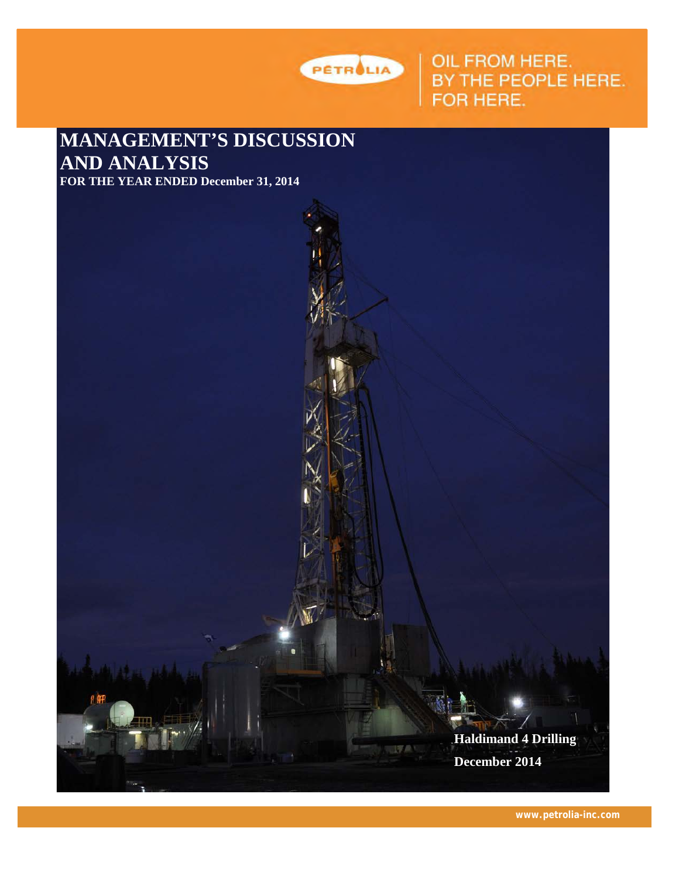PÉTROLIA

OIL FROM HERE.
BY THE PEOPLE HERE.
FOR HERE.

# MANAGEMENT'S DISCUSSION AND ANALYSIS

**FOR THE YEAR ENDED December 31, 2014**

**Haldimand 4 Drilling**

**December 2014**

www.petrolia-inc.com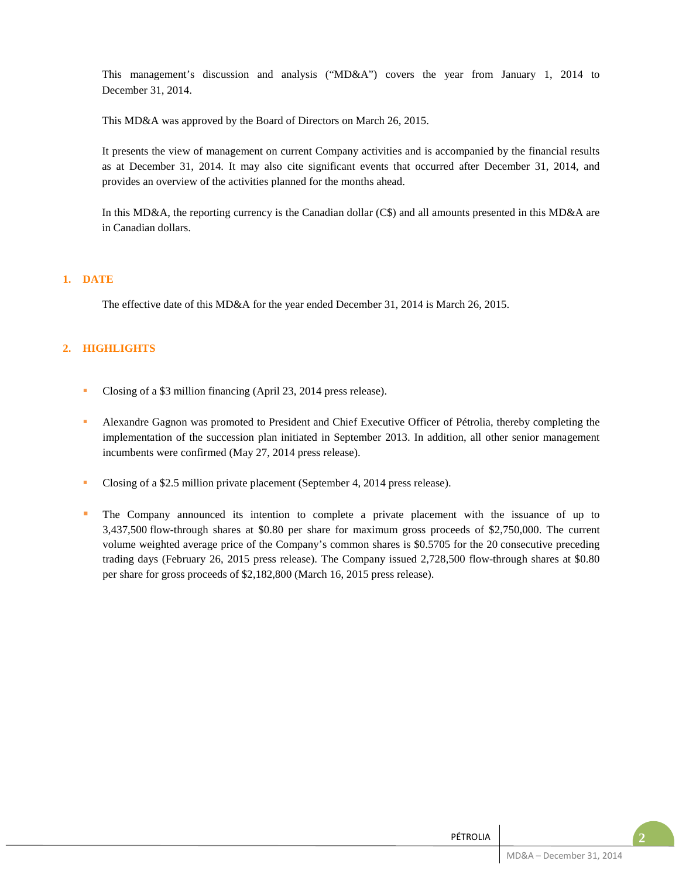This management's discussion and analysis ("MD&A") covers the year from January 1, 2014 to December 31, 2014.

This MD&A was approved by the Board of Directors on March 26, 2015.

It presents the view of management on current Company activities and is accompanied by the financial results as at December 31, 2014. It may also cite significant events that occurred after December 31, 2014, and provides an overview of the activities planned for the months ahead.

In this MD&A, the reporting currency is the Canadian dollar (C$) and all amounts presented in this MD&A are in Canadian dollars.

## 1. DATE

The effective date of this MD&A for the year ended December 31, 2014 is March 26, 2015.

## 2. HIGHLIGHTS

- Closing of a $3 million financing (April 23, 2014 press release).
- Alexandre Gagnon was promoted to President and Chief Executive Officer of Pétrolia, thereby completing the implementation of the succession plan initiated in September 2013. In addition, all other senior management incumbents were confirmed (May 27, 2014 press release).
- Closing of a $2.5 million private placement (September 4, 2014 press release).
- The Company announced its intention to complete a private placement with the issuance of up to 3,437,500 flow-through shares at $0.80 per share for maximum gross proceeds of $2,750,000. The current volume weighted average price of the Company's common shares is $0.5705 for the 20 consecutive preceding trading days (February 26, 2015 press release). The Company issued 2,728,500 flow-through shares at $0.80 per share for gross proceeds of $2,182,800 (March 16, 2015 press release).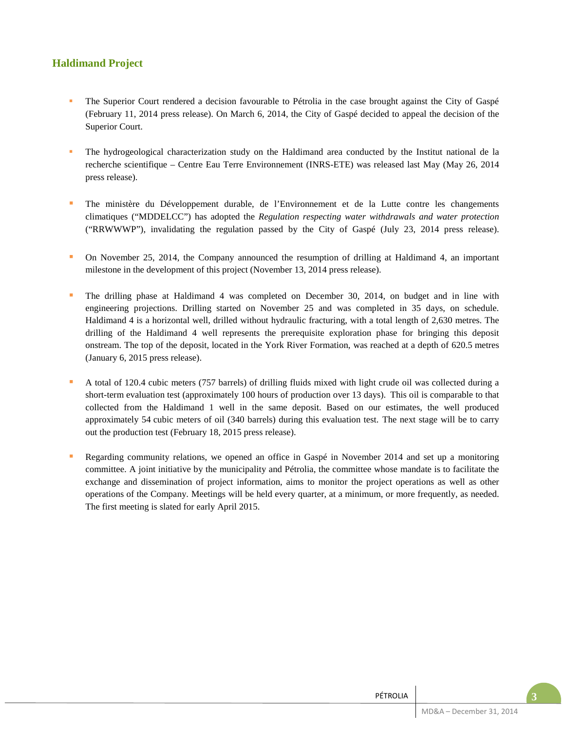## Haldimand Project

- The Superior Court rendered a decision favourable to Pétrolia in the case brought against the City of Gaspé (February 11, 2014 press release). On March 6, 2014, the City of Gaspé decided to appeal the decision of the Superior Court.

- The hydrogeological characterization study on the Haldimand area conducted by the Institut national de la recherche scientifique – Centre Eau Terre Environnement (INRS-ETE) was released last May (May 26, 2014 press release).

- The ministère du Développement durable, de l'Environnement et de la Lutte contre les changements climatiques ("MDDELCC") has adopted the *Regulation respecting water withdrawals and water protection* ("RRWWWP"), invalidating the regulation passed by the City of Gaspé (July 23, 2014 press release).

- On November 25, 2014, the Company announced the resumption of drilling at Haldimand 4, an important milestone in the development of this project (November 13, 2014 press release).

- The drilling phase at Haldimand 4 was completed on December 30, 2014, on budget and in line with engineering projections. Drilling started on November 25 and was completed in 35 days, on schedule. Haldimand 4 is a horizontal well, drilled without hydraulic fracturing, with a total length of 2,630 metres. The drilling of the Haldimand 4 well represents the prerequisite exploration phase for bringing this deposit onstream. The top of the deposit, located in the York River Formation, was reached at a depth of 620.5 metres (January 6, 2015 press release).

- A total of 120.4 cubic meters (757 barrels) of drilling fluids mixed with light crude oil was collected during a short-term evaluation test (approximately 100 hours of production over 13 days). This oil is comparable to that collected from the Haldimand 1 well in the same deposit. Based on our estimates, the well produced approximately 54 cubic meters of oil (340 barrels) during this evaluation test. The next stage will be to carry out the production test (February 18, 2015 press release).

- Regarding community relations, we opened an office in Gaspé in November 2014 and set up a monitoring committee. A joint initiative by the municipality and Pétrolia, the committee whose mandate is to facilitate the exchange and dissemination of project information, aims to monitor the project operations as well as other operations of the Company. Meetings will be held every quarter, at a minimum, or more frequently, as needed. The first meeting is slated for early April 2015.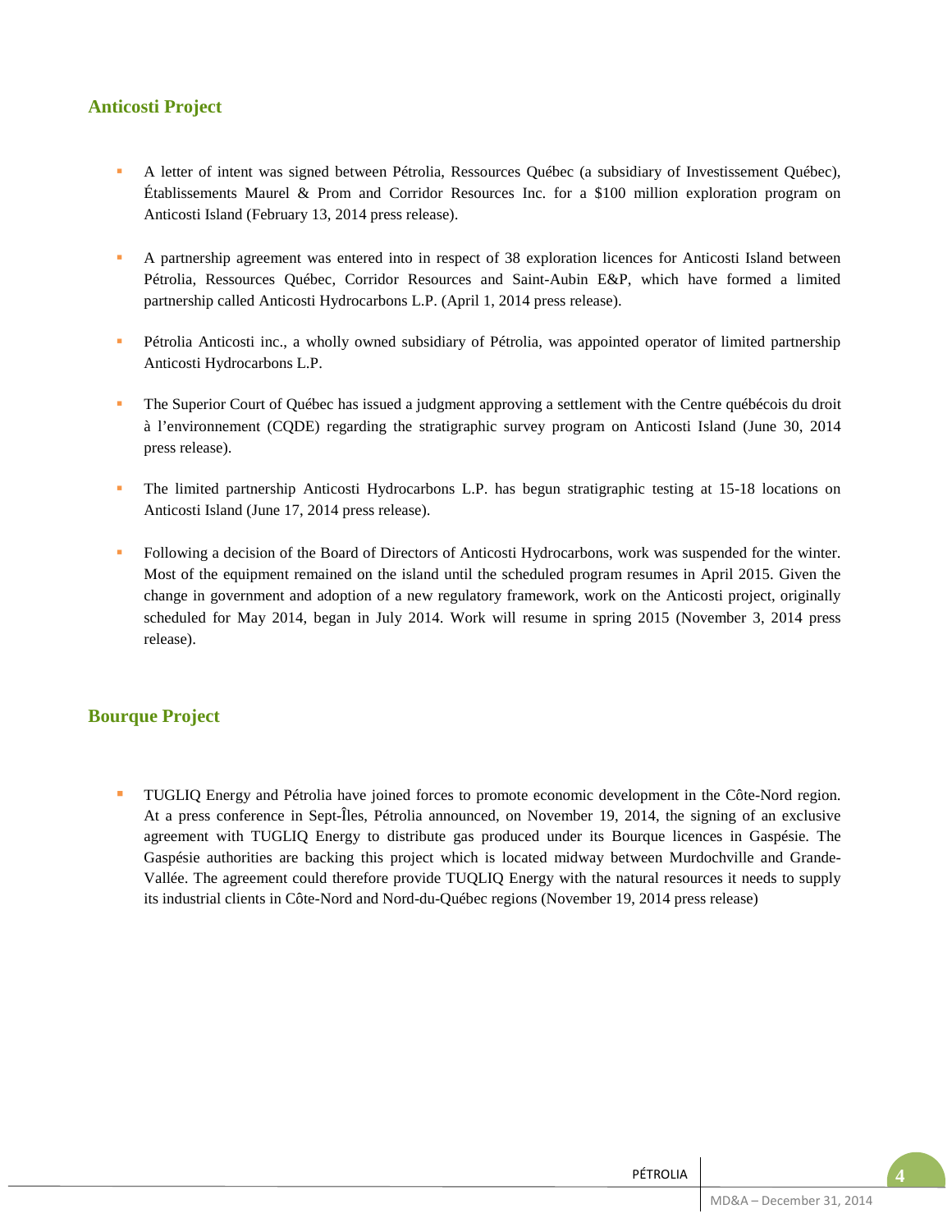## Anticosti Project

- A letter of intent was signed between Pétrolia, Ressources Québec (a subsidiary of Investissement Québec), Établissements Maurel & Prom and Corridor Resources Inc. for a $100 million exploration program on Anticosti Island (February 13, 2014 press release).

- A partnership agreement was entered into in respect of 38 exploration licences for Anticosti Island between Pétrolia, Ressources Québec, Corridor Resources and Saint-Aubin E&P, which have formed a limited partnership called Anticosti Hydrocarbons L.P. (April 1, 2014 press release).

- Pétrolia Anticosti inc., a wholly owned subsidiary of Pétrolia, was appointed operator of limited partnership Anticosti Hydrocarbons L.P.

- The Superior Court of Québec has issued a judgment approving a settlement with the Centre québécois du droit à l'environnement (CQDE) regarding the stratigraphic survey program on Anticosti Island (June 30, 2014 press release).

- The limited partnership Anticosti Hydrocarbons L.P. has begun stratigraphic testing at 15-18 locations on Anticosti Island (June 17, 2014 press release).

- Following a decision of the Board of Directors of Anticosti Hydrocarbons, work was suspended for the winter. Most of the equipment remained on the island until the scheduled program resumes in April 2015. Given the change in government and adoption of a new regulatory framework, work on the Anticosti project, originally scheduled for May 2014, began in July 2014. Work will resume in spring 2015 (November 3, 2014 press release).

## Bourque Project

- TUGLIQ Energy and Pétrolia have joined forces to promote economic development in the Côte-Nord region. At a press conference in Sept-Îles, Pétrolia announced, on November 19, 2014, the signing of an exclusive agreement with TUGLIQ Energy to distribute gas produced under its Bourque licences in Gaspésie. The Gaspésie authorities are backing this project which is located midway between Murdochville and Grande-Vallée. The agreement could therefore provide TUQLIQ Energy with the natural resources it needs to supply its industrial clients in Côte-Nord and Nord-du-Québec regions (November 19, 2014 press release)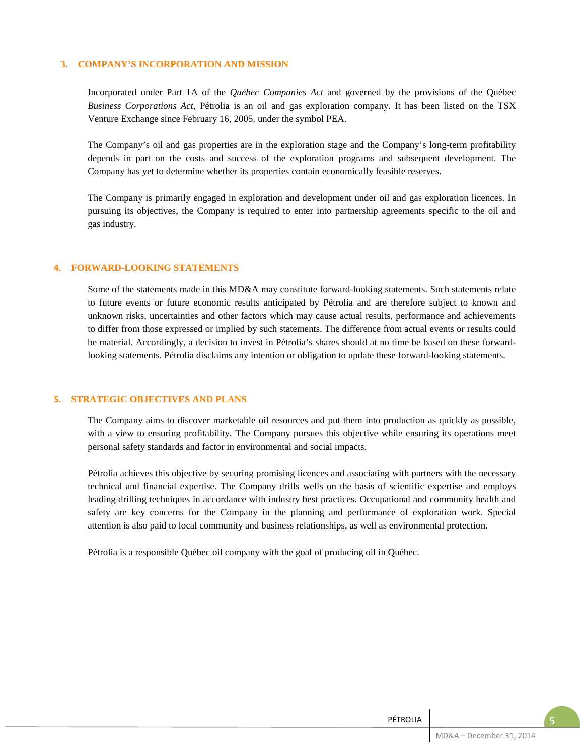## 3. COMPANY'S INCORPORATION AND MISSION

Incorporated under Part 1A of the *Québec Companies Act* and governed by the provisions of the Québec *Business Corporations Act*, Pétrolia is an oil and gas exploration company. It has been listed on the TSX Venture Exchange since February 16, 2005, under the symbol PEA.

The Company's oil and gas properties are in the exploration stage and the Company's long-term profitability depends in part on the costs and success of the exploration programs and subsequent development. The Company has yet to determine whether its properties contain economically feasible reserves.

The Company is primarily engaged in exploration and development under oil and gas exploration licences. In pursuing its objectives, the Company is required to enter into partnership agreements specific to the oil and gas industry.

## 4. FORWARD-LOOKING STATEMENTS

Some of the statements made in this MD&A may constitute forward-looking statements. Such statements relate to future events or future economic results anticipated by Pétrolia and are therefore subject to known and unknown risks, uncertainties and other factors which may cause actual results, performance and achievements to differ from those expressed or implied by such statements. The difference from actual events or results could be material. Accordingly, a decision to invest in Pétrolia's shares should at no time be based on these forward-looking statements. Pétrolia disclaims any intention or obligation to update these forward-looking statements.

## 5. STRATEGIC OBJECTIVES AND PLANS

The Company aims to discover marketable oil resources and put them into production as quickly as possible, with a view to ensuring profitability. The Company pursues this objective while ensuring its operations meet personal safety standards and factor in environmental and social impacts.

Pétrolia achieves this objective by securing promising licences and associating with partners with the necessary technical and financial expertise. The Company drills wells on the basis of scientific expertise and employs leading drilling techniques in accordance with industry best practices. Occupational and community health and safety are key concerns for the Company in the planning and performance of exploration work. Special attention is also paid to local community and business relationships, as well as environmental protection.

Pétrolia is a responsible Québec oil company with the goal of producing oil in Québec.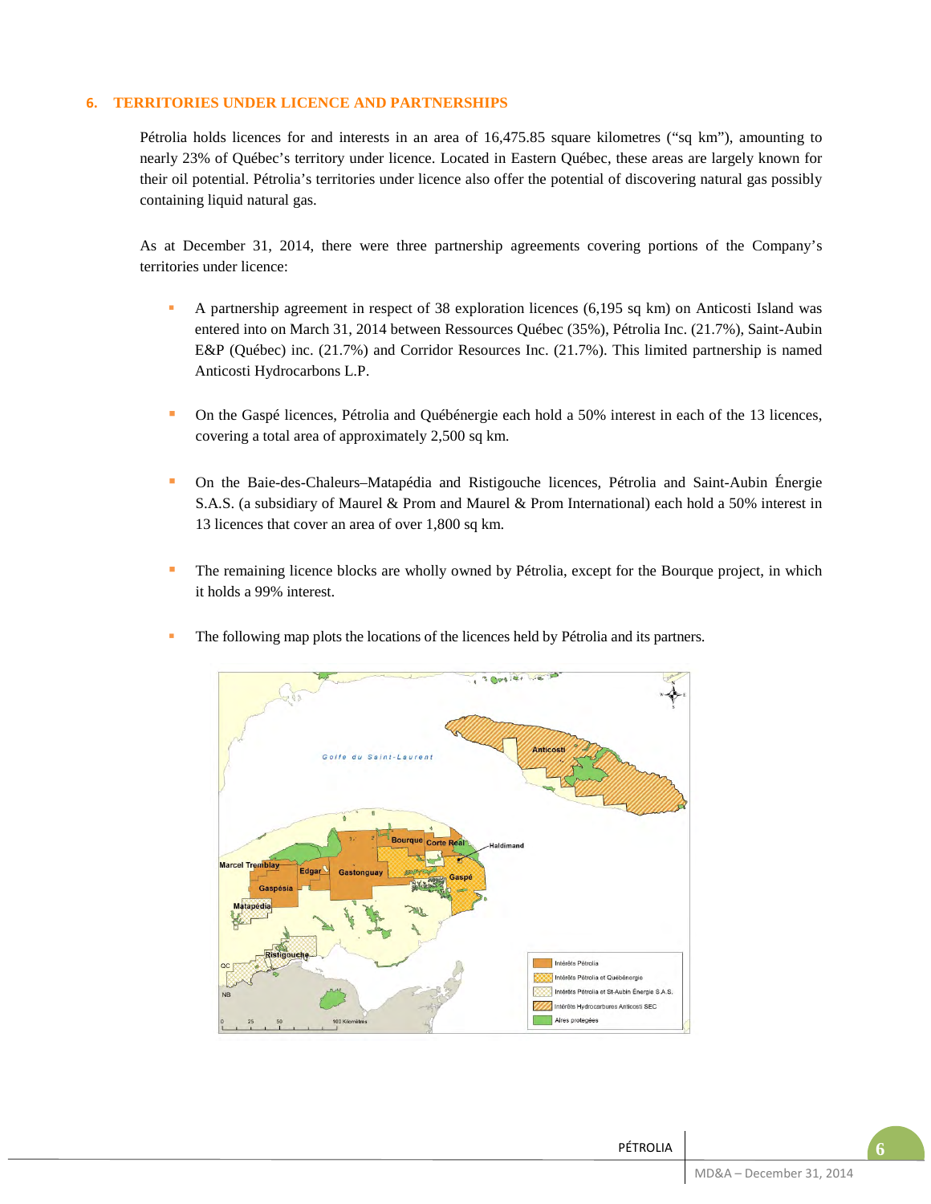## 6. TERRITORIES UNDER LICENCE AND PARTNERSHIPS

Pétrolia holds licences for and interests in an area of 16,475.85 square kilometres ("sq km"), amounting to nearly 23% of Québec's territory under licence. Located in Eastern Québec, these areas are largely known for their oil potential. Pétrolia's territories under licence also offer the potential of discovering natural gas possibly containing liquid natural gas.

As at December 31, 2014, there were three partnership agreements covering portions of the Company's territories under licence:

- A partnership agreement in respect of 38 exploration licences (6,195 sq km) on Anticosti Island was entered into on March 31, 2014 between Ressources Québec (35%), Pétrolia Inc. (21.7%), Saint-Aubin E&P (Québec) inc. (21.7%) and Corridor Resources Inc. (21.7%). This limited partnership is named Anticosti Hydrocarbons L.P.

- On the Gaspé licences, Pétrolia and Québénergie each hold a 50% interest in each of the 13 licences, covering a total area of approximately 2,500 sq km.

- On the Baie-des-Chaleurs–Matapédia and Ristigouche licences, Pétrolia and Saint-Aubin Énergie S.A.S. (a subsidiary of Maurel & Prom and Maurel & Prom International) each hold a 50% interest in 13 licences that cover an area of over 1,800 sq km.

- The remaining licence blocks are wholly owned by Pétrolia, except for the Bourque project, in which it holds a 99% interest.

- The following map plots the locations of the licences held by Pétrolia and its partners.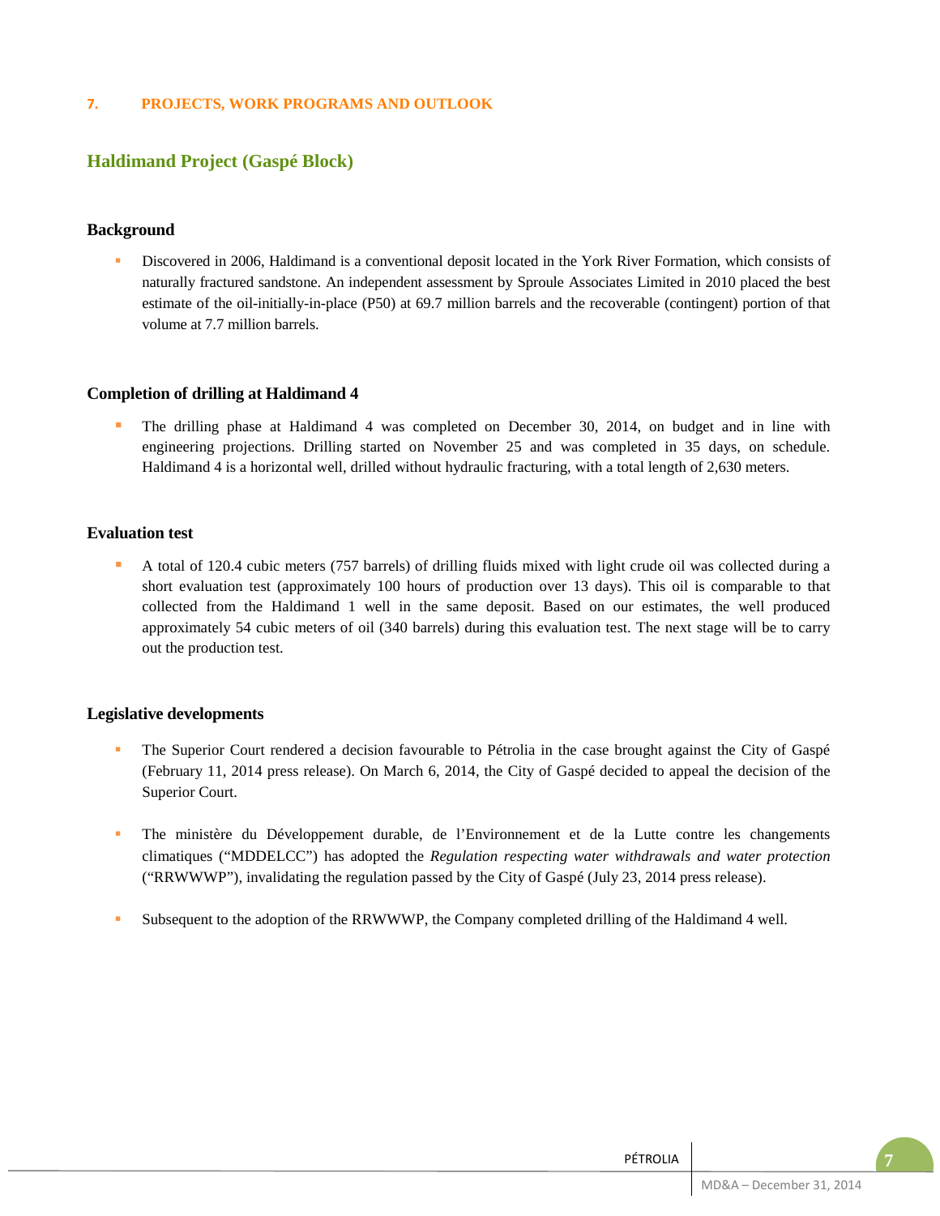## 7. PROJECTS, WORK PROGRAMS AND OUTLOOK

### Haldimand Project (Gaspé Block)

#### Background

- Discovered in 2006, Haldimand is a conventional deposit located in the York River Formation, which consists of naturally fractured sandstone. An independent assessment by Sproule Associates Limited in 2010 placed the best estimate of the oil-initially-in-place (P50) at 69.7 million barrels and the recoverable (contingent) portion of that volume at 7.7 million barrels.

#### Completion of drilling at Haldimand 4

- The drilling phase at Haldimand 4 was completed on December 30, 2014, on budget and in line with engineering projections. Drilling started on November 25 and was completed in 35 days, on schedule. Haldimand 4 is a horizontal well, drilled without hydraulic fracturing, with a total length of 2,630 meters.

#### Evaluation test

- A total of 120.4 cubic meters (757 barrels) of drilling fluids mixed with light crude oil was collected during a short evaluation test (approximately 100 hours of production over 13 days). This oil is comparable to that collected from the Haldimand 1 well in the same deposit. Based on our estimates, the well produced approximately 54 cubic meters of oil (340 barrels) during this evaluation test. The next stage will be to carry out the production test.

#### Legislative developments

- The Superior Court rendered a decision favourable to Pétrolia in the case brought against the City of Gaspé (February 11, 2014 press release). On March 6, 2014, the City of Gaspé decided to appeal the decision of the Superior Court.

- The ministère du Développement durable, de l'Environnement et de la Lutte contre les changements climatiques ("MDDELCC") has adopted the *Regulation respecting water withdrawals and water protection* ("RRWWWP"), invalidating the regulation passed by the City of Gaspé (July 23, 2014 press release).

- Subsequent to the adoption of the RRWWWP, the Company completed drilling of the Haldimand 4 well.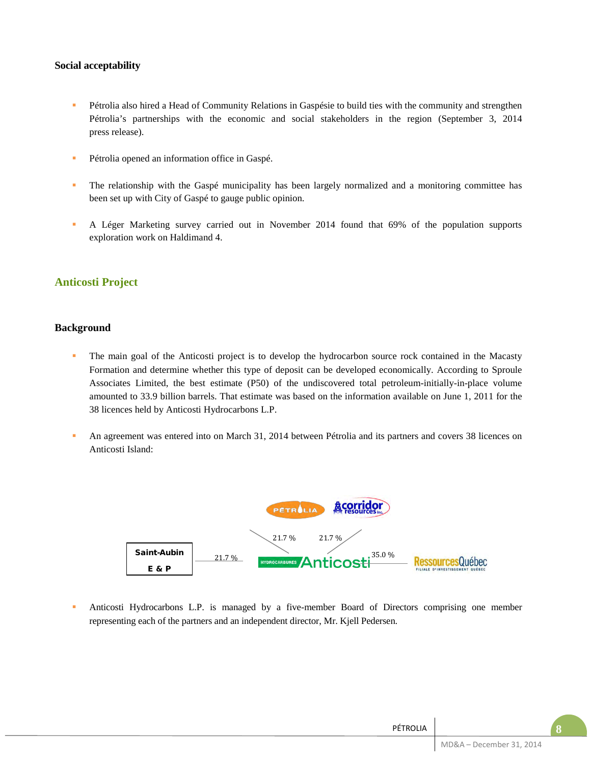### Social acceptability

- Pétrolia also hired a Head of Community Relations in Gaspésie to build ties with the community and strengthen Pétrolia's partnerships with the economic and social stakeholders in the region (September 3, 2014 press release).
- Pétrolia opened an information office in Gaspé.
- The relationship with the Gaspé municipality has been largely normalized and a monitoring committee has been set up with City of Gaspé to gauge public opinion.
- A Léger Marketing survey carried out in November 2014 found that 69% of the population supports exploration work on Haldimand 4.

## Anticosti Project

### Background

- The main goal of the Anticosti project is to develop the hydrocarbon source rock contained in the Macasty Formation and determine whether this type of deposit can be developed economically. According to Sproule Associates Limited, the best estimate (P50) of the undiscovered total petroleum-initially-in-place volume amounted to 33.9 billion barrels. That estimate was based on the information available on June 1, 2011 for the 38 licences held by Anticosti Hydrocarbons L.P.
- An agreement was entered into on March 31, 2014 between Pétrolia and its partners and covers 38 licences on Anticosti Island:

| Partner | Interest in Hydrocarbures Anticosti |
|---|---|
| Pétrolia | 21.7 % |
| Corridor Resources Inc. | 21.7 % |
| Saint-Aubin E & P | 21.7 % |
| Ressources Québec | 35.0 % |

- Anticosti Hydrocarbons L.P. is managed by a five-member Board of Directors comprising one member representing each of the partners and an independent director, Mr. Kjell Pedersen.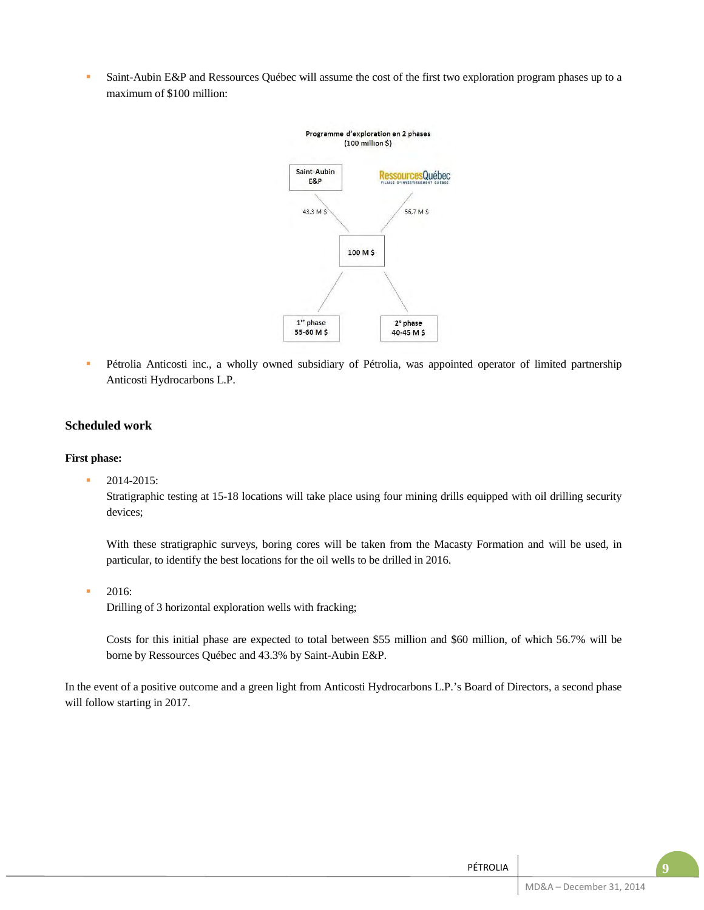- Saint-Aubin E&P and Ressources Québec will assume the cost of the first two exploration program phases up to a maximum of $100 million:

Programme d'exploration en 2 phases
(100 million $)

Saint-Aubin E&P — 43,3 M $
Ressources Québec — 56,7 M $
100 M $
1re phase 55-60 M $
2e phase 40-45 M $

- Pétrolia Anticosti inc., a wholly owned subsidiary of Pétrolia, was appointed operator of limited partnership Anticosti Hydrocarbons L.P.

### Scheduled work

**First phase:**

- 2014-2015:
  Stratigraphic testing at 15-18 locations will take place using four mining drills equipped with oil drilling security devices;

  With these stratigraphic surveys, boring cores will be taken from the Macasty Formation and will be used, in particular, to identify the best locations for the oil wells to be drilled in 2016.

- 2016:
  Drilling of 3 horizontal exploration wells with fracking;

  Costs for this initial phase are expected to total between $55 million and $60 million, of which 56.7% will be borne by Ressources Québec and 43.3% by Saint-Aubin E&P.

In the event of a positive outcome and a green light from Anticosti Hydrocarbons L.P.'s Board of Directors, a second phase will follow starting in 2017.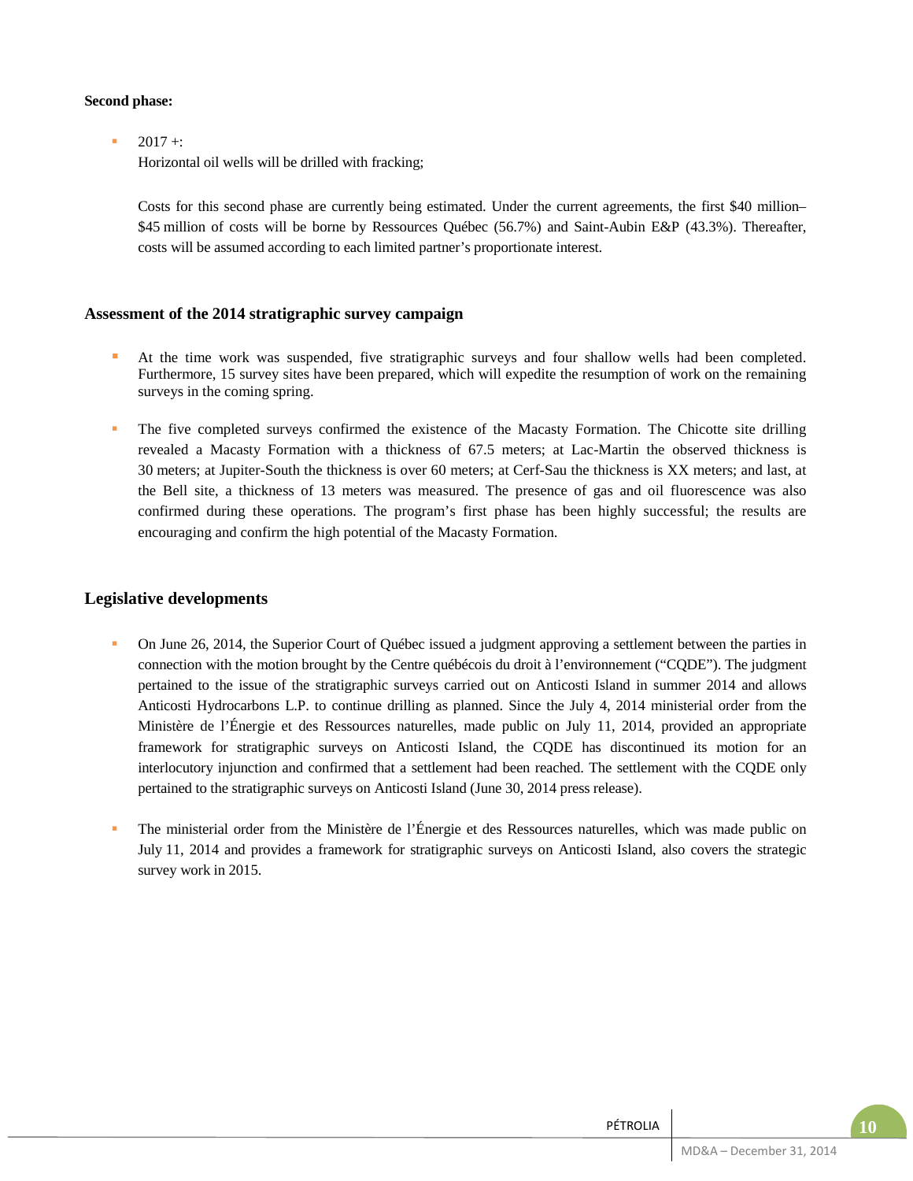**Second phase:**

- 2017 +:
  Horizontal oil wells will be drilled with fracking;

  Costs for this second phase are currently being estimated. Under the current agreements, the first $40 million–$45 million of costs will be borne by Ressources Québec (56.7%) and Saint-Aubin E&P (43.3%). Thereafter, costs will be assumed according to each limited partner's proportionate interest.

### Assessment of the 2014 stratigraphic survey campaign

- At the time work was suspended, five stratigraphic surveys and four shallow wells had been completed. Furthermore, 15 survey sites have been prepared, which will expedite the resumption of work on the remaining surveys in the coming spring.

- The five completed surveys confirmed the existence of the Macasty Formation. The Chicotte site drilling revealed a Macasty Formation with a thickness of 67.5 meters; at Lac-Martin the observed thickness is 30 meters; at Jupiter-South the thickness is over 60 meters; at Cerf-Sau the thickness is XX meters; and last, at the Bell site, a thickness of 13 meters was measured. The presence of gas and oil fluorescence was also confirmed during these operations. The program's first phase has been highly successful; the results are encouraging and confirm the high potential of the Macasty Formation.

## Legislative developments

- On June 26, 2014, the Superior Court of Québec issued a judgment approving a settlement between the parties in connection with the motion brought by the Centre québécois du droit à l'environnement ("CQDE"). The judgment pertained to the issue of the stratigraphic surveys carried out on Anticosti Island in summer 2014 and allows Anticosti Hydrocarbons L.P. to continue drilling as planned. Since the July 4, 2014 ministerial order from the Ministère de l'Énergie et des Ressources naturelles, made public on July 11, 2014, provided an appropriate framework for stratigraphic surveys on Anticosti Island, the CQDE has discontinued its motion for an interlocutory injunction and confirmed that a settlement had been reached. The settlement with the CQDE only pertained to the stratigraphic surveys on Anticosti Island (June 30, 2014 press release).

- The ministerial order from the Ministère de l'Énergie et des Ressources naturelles, which was made public on July 11, 2014 and provides a framework for stratigraphic surveys on Anticosti Island, also covers the strategic survey work in 2015.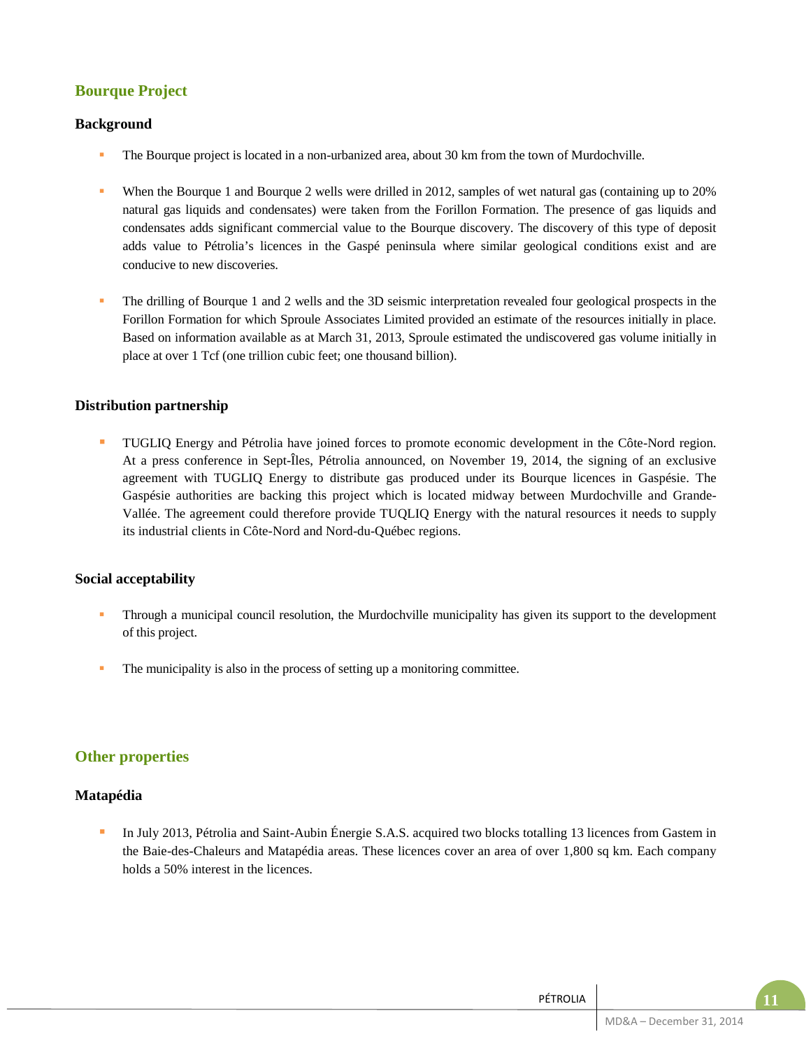## Bourque Project

### Background

- The Bourque project is located in a non-urbanized area, about 30 km from the town of Murdochville.

- When the Bourque 1 and Bourque 2 wells were drilled in 2012, samples of wet natural gas (containing up to 20% natural gas liquids and condensates) were taken from the Forillon Formation. The presence of gas liquids and condensates adds significant commercial value to the Bourque discovery. The discovery of this type of deposit adds value to Pétrolia's licences in the Gaspé peninsula where similar geological conditions exist and are conducive to new discoveries.

- The drilling of Bourque 1 and 2 wells and the 3D seismic interpretation revealed four geological prospects in the Forillon Formation for which Sproule Associates Limited provided an estimate of the resources initially in place. Based on information available as at March 31, 2013, Sproule estimated the undiscovered gas volume initially in place at over 1 Tcf (one trillion cubic feet; one thousand billion).

### Distribution partnership

- TUGLIQ Energy and Pétrolia have joined forces to promote economic development in the Côte-Nord region. At a press conference in Sept-Îles, Pétrolia announced, on November 19, 2014, the signing of an exclusive agreement with TUGLIQ Energy to distribute gas produced under its Bourque licences in Gaspésie. The Gaspésie authorities are backing this project which is located midway between Murdochville and Grande-Vallée. The agreement could therefore provide TUQLIQ Energy with the natural resources it needs to supply its industrial clients in Côte-Nord and Nord-du-Québec regions.

### Social acceptability

- Through a municipal council resolution, the Murdochville municipality has given its support to the development of this project.

- The municipality is also in the process of setting up a monitoring committee.

## Other properties

### Matapédia

- In July 2013, Pétrolia and Saint-Aubin Énergie S.A.S. acquired two blocks totalling 13 licences from Gastem in the Baie-des-Chaleurs and Matapédia areas. These licences cover an area of over 1,800 sq km. Each company holds a 50% interest in the licences.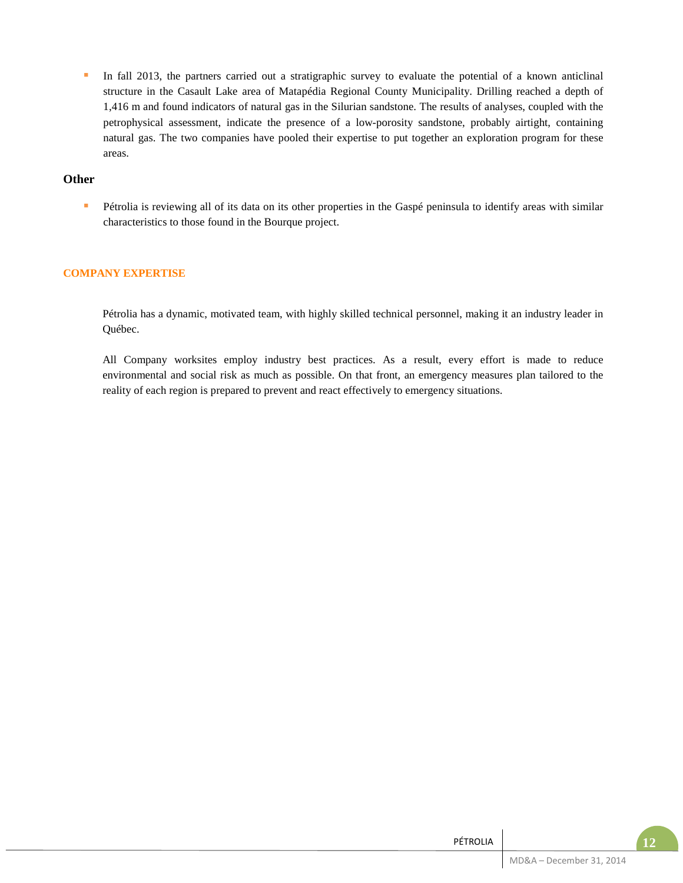- In fall 2013, the partners carried out a stratigraphic survey to evaluate the potential of a known anticlinal structure in the Casault Lake area of Matapédia Regional County Municipality. Drilling reached a depth of 1,416 m and found indicators of natural gas in the Silurian sandstone. The results of analyses, coupled with the petrophysical assessment, indicate the presence of a low-porosity sandstone, probably airtight, containing natural gas. The two companies have pooled their expertise to put together an exploration program for these areas.

### Other

- Pétrolia is reviewing all of its data on its other properties in the Gaspé peninsula to identify areas with similar characteristics to those found in the Bourque project.

## COMPANY EXPERTISE

Pétrolia has a dynamic, motivated team, with highly skilled technical personnel, making it an industry leader in Québec.

All Company worksites employ industry best practices. As a result, every effort is made to reduce environmental and social risk as much as possible. On that front, an emergency measures plan tailored to the reality of each region is prepared to prevent and react effectively to emergency situations.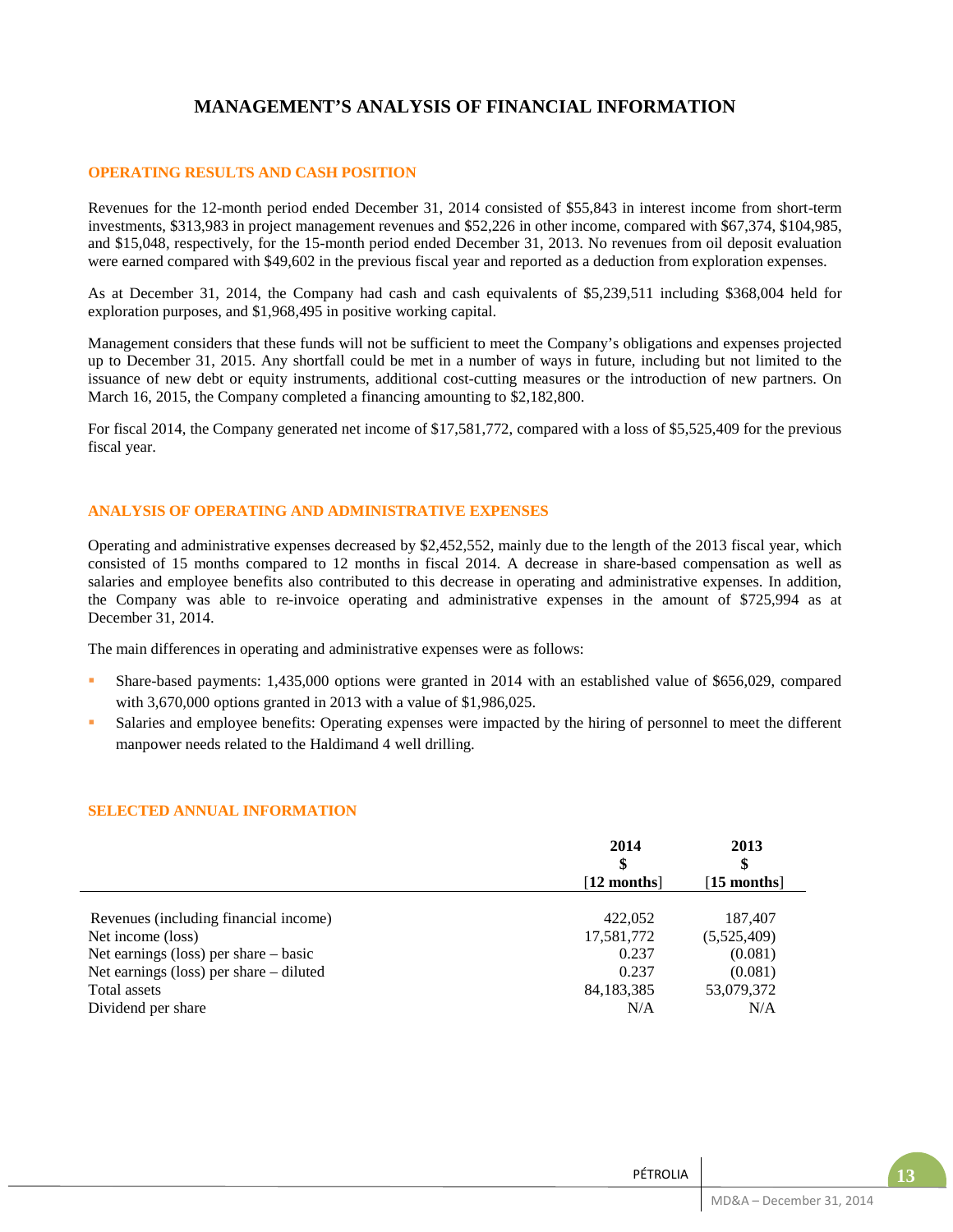# MANAGEMENT'S ANALYSIS OF FINANCIAL INFORMATION

## OPERATING RESULTS AND CASH POSITION

Revenues for the 12-month period ended December 31, 2014 consisted of $55,843 in interest income from short-term investments, $313,983 in project management revenues and $52,226 in other income, compared with $67,374, $104,985, and $15,048, respectively, for the 15-month period ended December 31, 2013. No revenues from oil deposit evaluation were earned compared with $49,602 in the previous fiscal year and reported as a deduction from exploration expenses.

As at December 31, 2014, the Company had cash and cash equivalents of $5,239,511 including $368,004 held for exploration purposes, and $1,968,495 in positive working capital.

Management considers that these funds will not be sufficient to meet the Company's obligations and expenses projected up to December 31, 2015. Any shortfall could be met in a number of ways in future, including but not limited to the issuance of new debt or equity instruments, additional cost-cutting measures or the introduction of new partners. On March 16, 2015, the Company completed a financing amounting to $2,182,800.

For fiscal 2014, the Company generated net income of $17,581,772, compared with a loss of $5,525,409 for the previous fiscal year.

## ANALYSIS OF OPERATING AND ADMINISTRATIVE EXPENSES

Operating and administrative expenses decreased by $2,452,552, mainly due to the length of the 2013 fiscal year, which consisted of 15 months compared to 12 months in fiscal 2014. A decrease in share-based compensation as well as salaries and employee benefits also contributed to this decrease in operating and administrative expenses. In addition, the Company was able to re-invoice operating and administrative expenses in the amount of $725,994 as at December 31, 2014.

The main differences in operating and administrative expenses were as follows:

- Share-based payments: 1,435,000 options were granted in 2014 with an established value of $656,029, compared with 3,670,000 options granted in 2013 with a value of $1,986,025.
- Salaries and employee benefits: Operating expenses were impacted by the hiring of personnel to meet the different manpower needs related to the Haldimand 4 well drilling.

## SELECTED ANNUAL INFORMATION

| | 2014<br>$<br>[12 months] | 2013<br>$<br>[15 months] |
|---|---|---|
| Revenues (including financial income) | 422,052 | 187,407 |
| Net income (loss) | 17,581,772 | (5,525,409) |
| Net earnings (loss) per share – basic | 0.237 | (0.081) |
| Net earnings (loss) per share – diluted | 0.237 | (0.081) |
| Total assets | 84,183,385 | 53,079,372 |
| Dividend per share | N/A | N/A |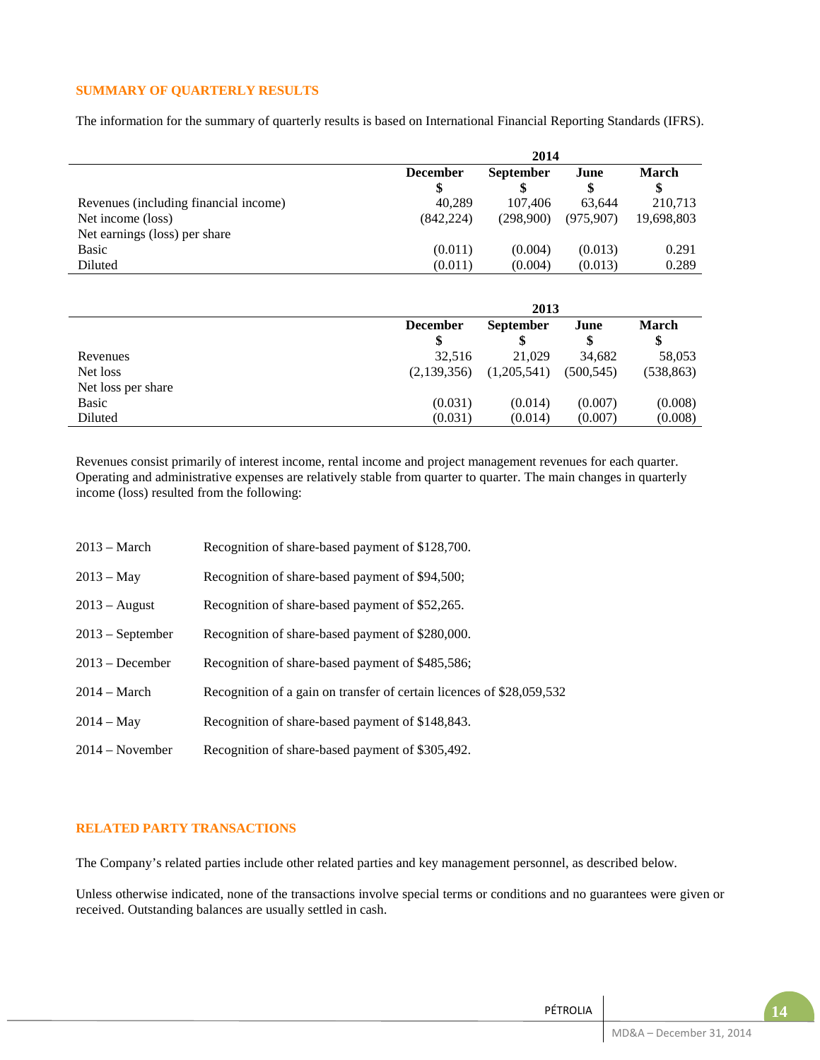## SUMMARY OF QUARTERLY RESULTS

The information for the summary of quarterly results is based on International Financial Reporting Standards (IFRS).

| | 2014 | | | |
|---|---|---|---|---|
| | December | September | June | March |
| | $ | $ | $ | $ |
| Revenues (including financial income) | 40,289 | 107,406 | 63,644 | 210,713 |
| Net income (loss) | (842,224) | (298,900) | (975,907) | 19,698,803 |
| Net earnings (loss) per share | | | | |
| Basic | (0.011) | (0.004) | (0.013) | 0.291 |
| Diluted | (0.011) | (0.004) | (0.013) | 0.289 |

| | 2013 | | | |
|---|---|---|---|---|
| | December | September | June | March |
| | $ | $ | $ | $ |
| Revenues | 32,516 | 21,029 | 34,682 | 58,053 |
| Net loss | (2,139,356) | (1,205,541) | (500,545) | (538,863) |
| Net loss per share | | | | |
| Basic | (0.031) | (0.014) | (0.007) | (0.008) |
| Diluted | (0.031) | (0.014) | (0.007) | (0.008) |

Revenues consist primarily of interest income, rental income and project management revenues for each quarter. Operating and administrative expenses are relatively stable from quarter to quarter. The main changes in quarterly income (loss) resulted from the following:

| | |
|---|---|
| 2013 – March | Recognition of share-based payment of $128,700. |
| 2013 – May | Recognition of share-based payment of $94,500; |
| 2013 – August | Recognition of share-based payment of $52,265. |
| 2013 – September | Recognition of share-based payment of $280,000. |
| 2013 – December | Recognition of share-based payment of $485,586; |
| 2014 – March | Recognition of a gain on transfer of certain licences of $28,059,532 |
| 2014 – May | Recognition of share-based payment of $148,843. |
| 2014 – November | Recognition of share-based payment of $305,492. |

## RELATED PARTY TRANSACTIONS

The Company's related parties include other related parties and key management personnel, as described below.

Unless otherwise indicated, none of the transactions involve special terms or conditions and no guarantees were given or received. Outstanding balances are usually settled in cash.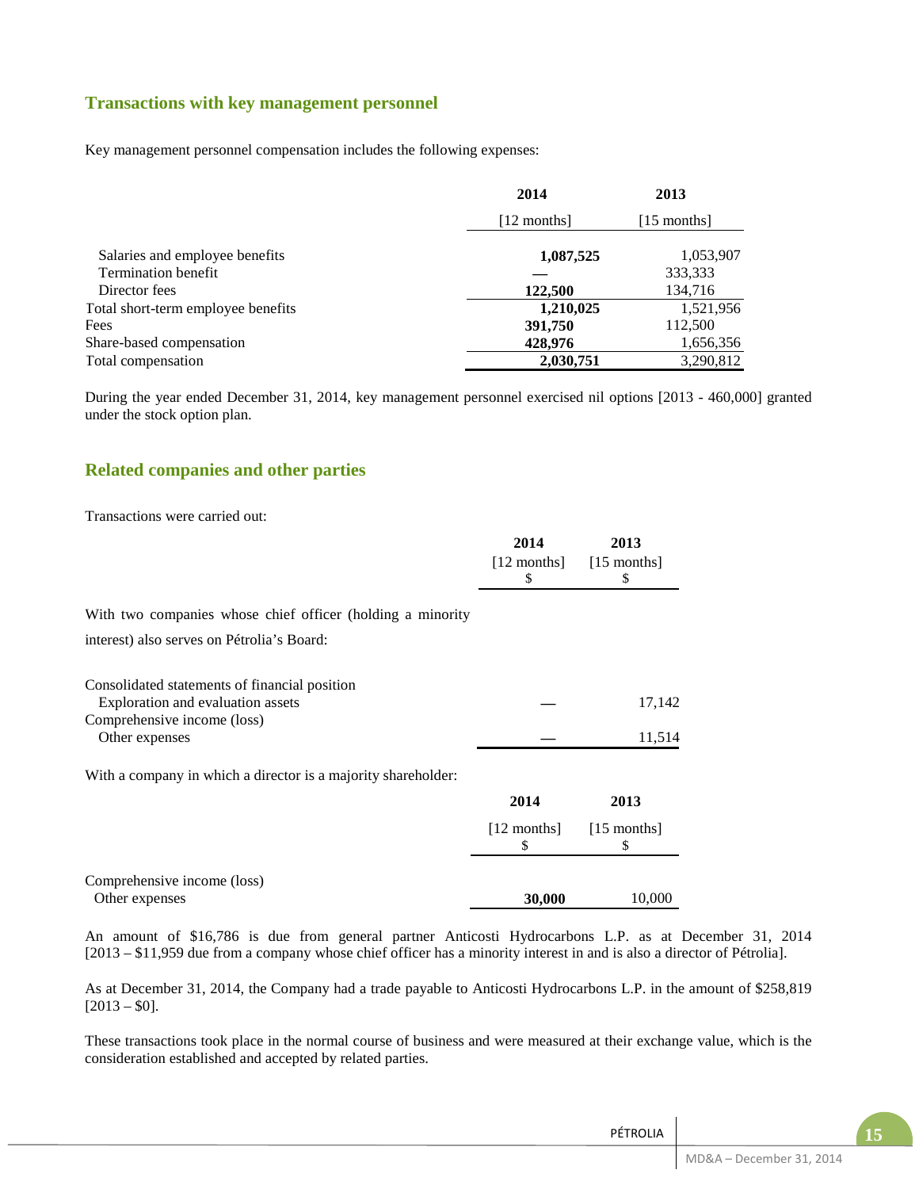## Transactions with key management personnel

Key management personnel compensation includes the following expenses:

| | 2014 | 2013 |
|---|---|---|
| | [12 months] | [15 months] |
| Salaries and employee benefits | **1,087,525** | 1,053,907 |
| Termination benefit | **—** | 333,333 |
| Director fees | **122,500** | 134,716 |
| Total short-term employee benefits | **1,210,025** | 1,521,956 |
| Fees | **391,750** | 112,500 |
| Share-based compensation | **428,976** | 1,656,356 |
| Total compensation | **2,030,751** | 3,290,812 |

During the year ended December 31, 2014, key management personnel exercised nil options [2013 - 460,000] granted under the stock option plan.

## Related companies and other parties

Transactions were carried out:

| | 2014 | 2013 |
|---|---|---|
| | [12 months] | [15 months] |
| | $ | $ |
| With two companies whose chief officer (holding a minority interest) also serves on Pétrolia's Board: | | |
| Consolidated statements of financial position | | |
| Exploration and evaluation assets | — | 17,142 |
| Comprehensive income (loss) | | |
| Other expenses | — | 11,514 |

With a company in which a director is a majority shareholder:

| | 2014 | 2013 |
|---|---|---|
| | [12 months] | [15 months] |
| | $ | $ |
| Comprehensive income (loss) | | |
| Other expenses | **30,000** | 10,000 |

An amount of $16,786 is due from general partner Anticosti Hydrocarbons L.P. as at December 31, 2014 [2013 – $11,959 due from a company whose chief officer has a minority interest in and is also a director of Pétrolia].

As at December 31, 2014, the Company had a trade payable to Anticosti Hydrocarbons L.P. in the amount of $258,819 [2013 – $0].

These transactions took place in the normal course of business and were measured at their exchange value, which is the consideration established and accepted by related parties.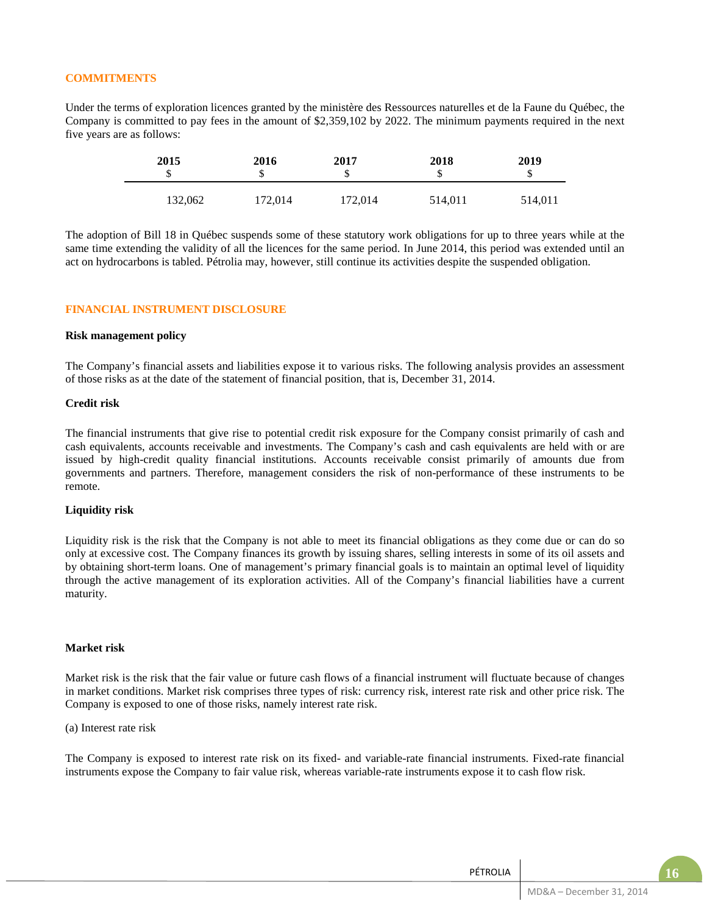## COMMITMENTS

Under the terms of exploration licences granted by the ministère des Ressources naturelles et de la Faune du Québec, the Company is committed to pay fees in the amount of $2,359,102 by 2022. The minimum payments required in the next five years are as follows:

| 2015<br>$ | 2016<br>$ | 2017<br>$ | 2018<br>$ | 2019<br>$ |
|---|---|---|---|---|
| 132,062 | 172,014 | 172,014 | 514,011 | 514,011 |

The adoption of Bill 18 in Québec suspends some of these statutory work obligations for up to three years while at the same time extending the validity of all the licences for the same period. In June 2014, this period was extended until an act on hydrocarbons is tabled. Pétrolia may, however, still continue its activities despite the suspended obligation.

## FINANCIAL INSTRUMENT DISCLOSURE

### Risk management policy

The Company's financial assets and liabilities expose it to various risks. The following analysis provides an assessment of those risks as at the date of the statement of financial position, that is, December 31, 2014.

### Credit risk

The financial instruments that give rise to potential credit risk exposure for the Company consist primarily of cash and cash equivalents, accounts receivable and investments. The Company's cash and cash equivalents are held with or are issued by high-credit quality financial institutions. Accounts receivable consist primarily of amounts due from governments and partners. Therefore, management considers the risk of non-performance of these instruments to be remote.

### Liquidity risk

Liquidity risk is the risk that the Company is not able to meet its financial obligations as they come due or can do so only at excessive cost. The Company finances its growth by issuing shares, selling interests in some of its oil assets and by obtaining short-term loans. One of management's primary financial goals is to maintain an optimal level of liquidity through the active management of its exploration activities. All of the Company's financial liabilities have a current maturity.

### Market risk

Market risk is the risk that the fair value or future cash flows of a financial instrument will fluctuate because of changes in market conditions. Market risk comprises three types of risk: currency risk, interest rate risk and other price risk. The Company is exposed to one of those risks, namely interest rate risk.

(a) Interest rate risk

The Company is exposed to interest rate risk on its fixed- and variable-rate financial instruments. Fixed-rate financial instruments expose the Company to fair value risk, whereas variable-rate instruments expose it to cash flow risk.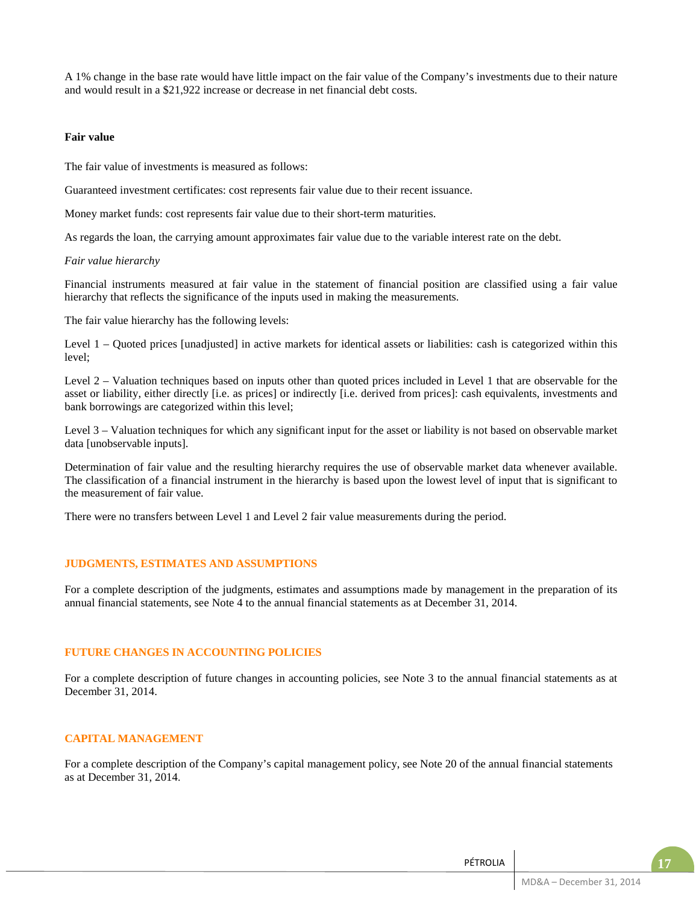A 1% change in the base rate would have little impact on the fair value of the Company's investments due to their nature and would result in a $21,922 increase or decrease in net financial debt costs.

**Fair value**

The fair value of investments is measured as follows:

Guaranteed investment certificates: cost represents fair value due to their recent issuance.

Money market funds: cost represents fair value due to their short-term maturities.

As regards the loan, the carrying amount approximates fair value due to the variable interest rate on the debt.

*Fair value hierarchy*

Financial instruments measured at fair value in the statement of financial position are classified using a fair value hierarchy that reflects the significance of the inputs used in making the measurements.

The fair value hierarchy has the following levels:

Level 1 – Quoted prices [unadjusted] in active markets for identical assets or liabilities: cash is categorized within this level;

Level 2 – Valuation techniques based on inputs other than quoted prices included in Level 1 that are observable for the asset or liability, either directly [i.e. as prices] or indirectly [i.e. derived from prices]: cash equivalents, investments and bank borrowings are categorized within this level;

Level 3 – Valuation techniques for which any significant input for the asset or liability is not based on observable market data [unobservable inputs].

Determination of fair value and the resulting hierarchy requires the use of observable market data whenever available. The classification of a financial instrument in the hierarchy is based upon the lowest level of input that is significant to the measurement of fair value.

There were no transfers between Level 1 and Level 2 fair value measurements during the period.

## JUDGMENTS, ESTIMATES AND ASSUMPTIONS

For a complete description of the judgments, estimates and assumptions made by management in the preparation of its annual financial statements, see Note 4 to the annual financial statements as at December 31, 2014.

## FUTURE CHANGES IN ACCOUNTING POLICIES

For a complete description of future changes in accounting policies, see Note 3 to the annual financial statements as at December 31, 2014.

## CAPITAL MANAGEMENT

For a complete description of the Company's capital management policy, see Note 20 of the annual financial statements as at December 31, 2014.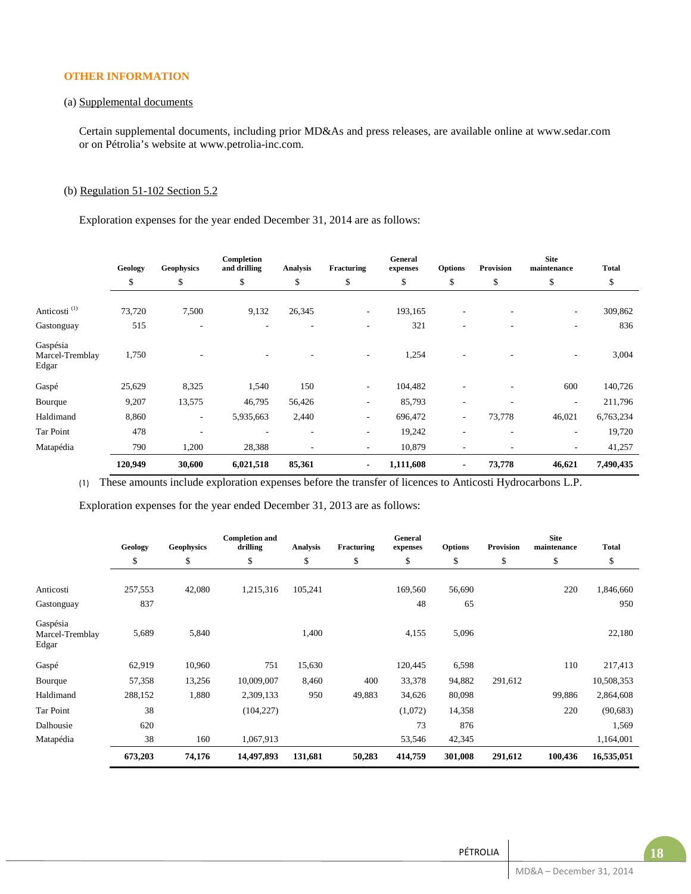## OTHER INFORMATION

(a) Supplemental documents

Certain supplemental documents, including prior MD&As and press releases, are available online at www.sedar.com or on Pétrolia's website at www.petrolia-inc.com.

(b) Regulation 51-102 Section 5.2

Exploration expenses for the year ended December 31, 2014 are as follows:

| | Geology | Geophysics | Completion and drilling | Analysis | Fracturing | General expenses | Options | Provision | Site maintenance | Total |
|---|---|---|---|---|---|---|---|---|---|---|
| | $ | $ | $ | $ | $ | $ | $ | $ | $ | $ |
| Anticosti [(1)] | 73,720 | 7,500 | 9,132 | 26,345 | - | 193,165 | - | - | - | 309,862 |
| Gastonguay | 515 | - | - | - | - | 321 | - | - | - | 836 |
| Gaspésia Marcel-Tremblay Edgar | 1,750 | - | - | - | - | 1,254 | - | - | - | 3,004 |
| Gaspé | 25,629 | 8,325 | 1,540 | 150 | - | 104,482 | - | - | 600 | 140,726 |
| Bourque | 9,207 | 13,575 | 46,795 | 56,426 | - | 85,793 | - | - | - | 211,796 |
| Haldimand | 8,860 | - | 5,935,663 | 2,440 | - | 696,472 | - | 73,778 | 46,021 | 6,763,234 |
| Tar Point | 478 | - | - | - | - | 19,242 | - | - | - | 19,720 |
| Matapédia | 790 | 1,200 | 28,388 | - | - | 10,879 | - | - | - | 41,257 |
| | **120,949** | **30,600** | **6,021,518** | **85,361** | **-** | **1,111,608** | **-** | **73,778** | **46,621** | **7,490,435** |

(1) These amounts include exploration expenses before the transfer of licences to Anticosti Hydrocarbons L.P.

Exploration expenses for the year ended December 31, 2013 are as follows:

| | Geology | Geophysics | Completion and drilling | Analysis | Fracturing | General expenses | Options | Provision | Site maintenance | Total |
|---|---|---|---|---|---|---|---|---|---|---|
| | $ | $ | $ | $ | $ | $ | $ | $ | $ | $ |
| Anticosti | 257,553 | 42,080 | 1,215,316 | 105,241 | | 169,560 | 56,690 | | 220 | 1,846,660 |
| Gastonguay | 837 | | | | | 48 | 65 | | | 950 |
| Gaspésia Marcel-Tremblay Edgar | 5,689 | 5,840 | | 1,400 | | 4,155 | 5,096 | | | 22,180 |
| Gaspé | 62,919 | 10,960 | 751 | 15,630 | | 120,445 | 6,598 | | 110 | 217,413 |
| Bourque | 57,358 | 13,256 | 10,009,007 | 8,460 | 400 | 33,378 | 94,882 | 291,612 | | 10,508,353 |
| Haldimand | 288,152 | 1,880 | 2,309,133 | 950 | 49,883 | 34,626 | 80,098 | | 99,886 | 2,864,608 |
| Tar Point | 38 | | (104,227) | | | (1,072) | 14,358 | | 220 | (90,683) |
| Dalhousie | 620 | | | | | 73 | 876 | | | 1,569 |
| Matapédia | 38 | 160 | 1,067,913 | | | 53,546 | 42,345 | | | 1,164,001 |
| | **673,203** | **74,176** | **14,497,893** | **131,681** | **50,283** | **414,759** | **301,008** | **291,612** | **100,436** | **16,535,051** |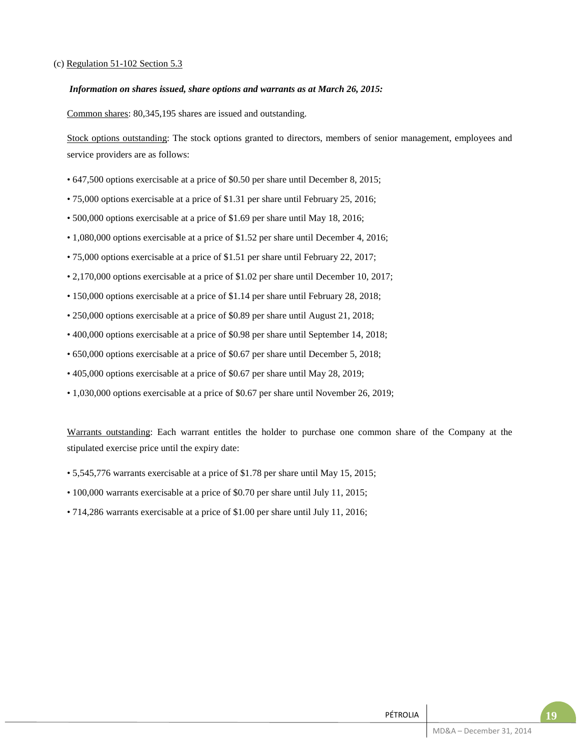(c) Regulation 51-102 Section 5.3

***Information on shares issued, share options and warrants as at March 26, 2015:***

Common shares: 80,345,195 shares are issued and outstanding.

Stock options outstanding: The stock options granted to directors, members of senior management, employees and service providers are as follows:

- 647,500 options exercisable at a price of $0.50 per share until December 8, 2015;
- 75,000 options exercisable at a price of $1.31 per share until February 25, 2016;
- 500,000 options exercisable at a price of $1.69 per share until May 18, 2016;
- 1,080,000 options exercisable at a price of $1.52 per share until December 4, 2016;
- 75,000 options exercisable at a price of $1.51 per share until February 22, 2017;
- 2,170,000 options exercisable at a price of $1.02 per share until December 10, 2017;
- 150,000 options exercisable at a price of $1.14 per share until February 28, 2018;
- 250,000 options exercisable at a price of $0.89 per share until August 21, 2018;
- 400,000 options exercisable at a price of $0.98 per share until September 14, 2018;
- 650,000 options exercisable at a price of $0.67 per share until December 5, 2018;
- 405,000 options exercisable at a price of $0.67 per share until May 28, 2019;
- 1,030,000 options exercisable at a price of $0.67 per share until November 26, 2019;

Warrants outstanding: Each warrant entitles the holder to purchase one common share of the Company at the stipulated exercise price until the expiry date:

- 5,545,776 warrants exercisable at a price of $1.78 per share until May 15, 2015;
- 100,000 warrants exercisable at a price of $0.70 per share until July 11, 2015;
- 714,286 warrants exercisable at a price of $1.00 per share until July 11, 2016;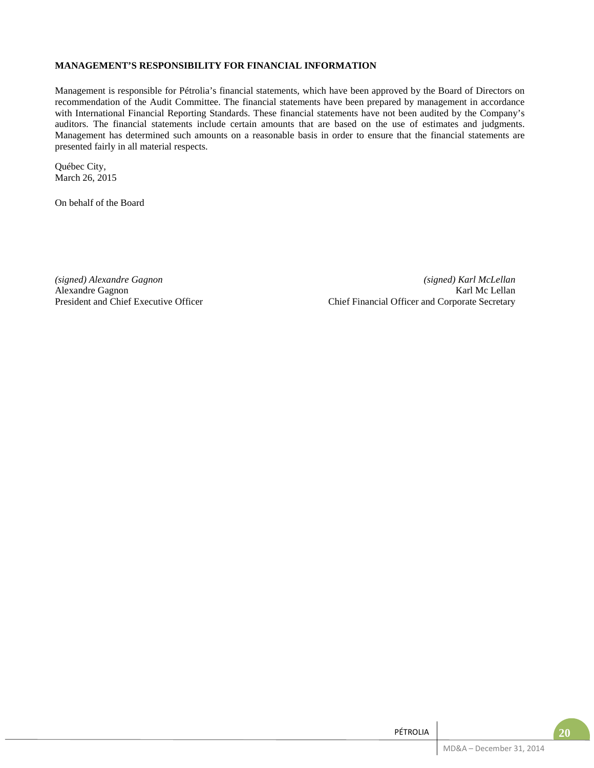**MANAGEMENT'S RESPONSIBILITY FOR FINANCIAL INFORMATION**

Management is responsible for Pétrolia's financial statements, which have been approved by the Board of Directors on recommendation of the Audit Committee. The financial statements have been prepared by management in accordance with International Financial Reporting Standards. These financial statements have not been audited by the Company's auditors. The financial statements include certain amounts that are based on the use of estimates and judgments. Management has determined such amounts on a reasonable basis in order to ensure that the financial statements are presented fairly in all material respects.

Québec City,
March 26, 2015

On behalf of the Board

*(signed) Alexandre Gagnon*
Alexandre Gagnon
President and Chief Executive Officer

*(signed) Karl McLellan*
Karl Mc Lellan
Chief Financial Officer and Corporate Secretary